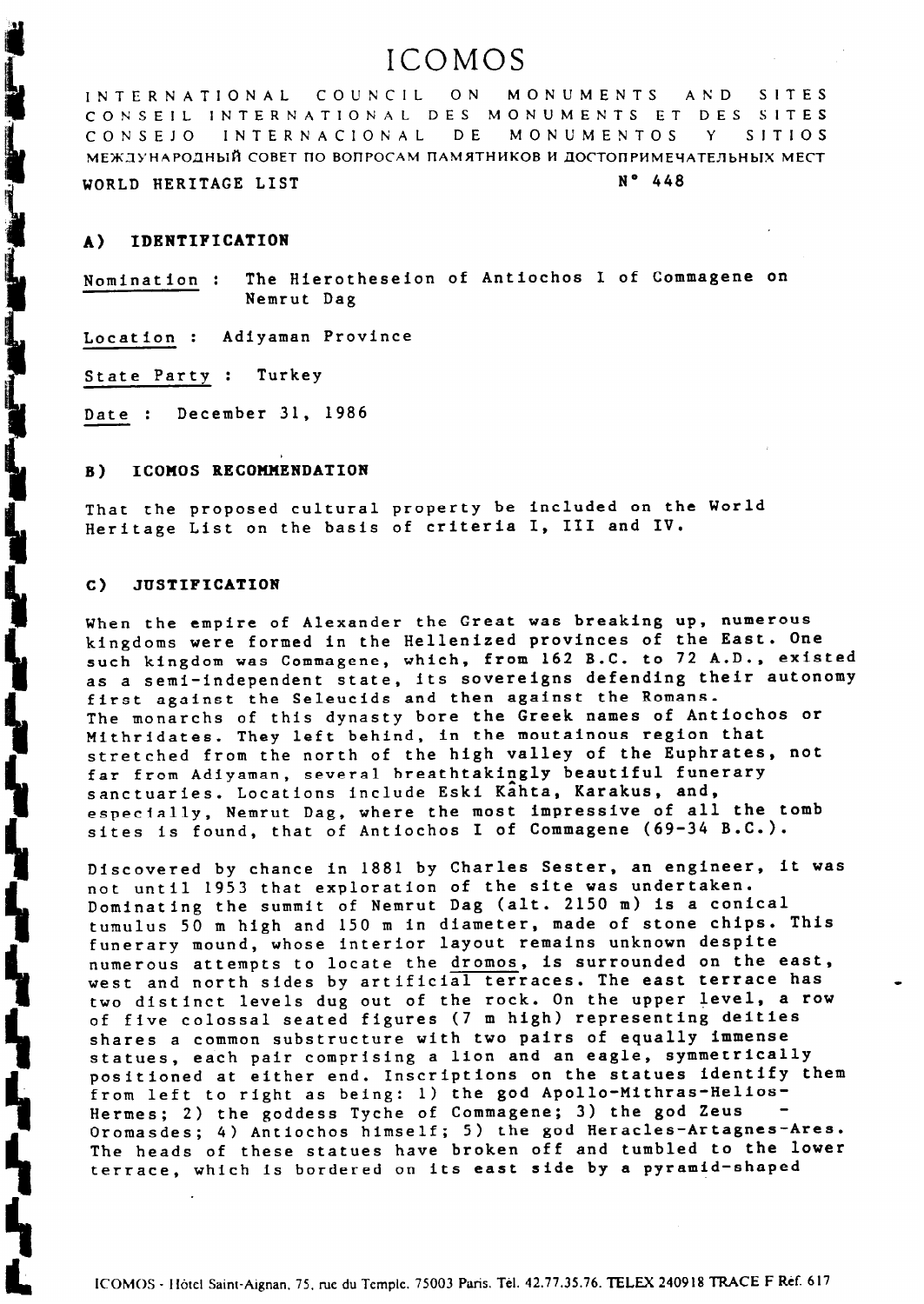# ICOMOS

INTERNATIONAL COUNCIL ON MONUMENTS AND SITES
CONSEIL INTERNATIONAL DES MONUMENTS ET DES SITES
CONSEJO INTERNACIONAL DE MONUMENTOS Y SITIOS
МЕЖДУНАРОДНЫЙ СОВЕТ ПО ВОПРОСАМ ПАМЯТНИКОВ И ДОСТОПРИМЕЧАТЕЛЬНЫХ МЕСТ

WORLD HERITAGE LIST N° 448

## A) IDENTIFICATION

Nomination : The Hierotheseion of Antiochos I of Commagene on Nemrut Dag

Location : Adiyaman Province

State Party : Turkey

Date : December 31, 1986

## B) ICOMOS RECOMMENDATION

That the proposed cultural property be included on the World Heritage List on the basis of criteria I, III and IV.

## C) JUSTIFICATION

When the empire of Alexander the Great was breaking up, numerous kingdoms were formed in the Hellenized provinces of the East. One such kingdom was Commagene, which, from 162 B.C. to 72 A.D., existed as a semi-independent state, its sovereigns defending their autonomy first against the Seleucids and then against the Romans. The monarchs of this dynasty bore the Greek names of Antiochos or Mithridates. They left behind, in the moutainous region that stretched from the north of the high valley of the Euphrates, not far from Adiyaman, several breathtakingly beautiful funerary sanctuaries. Locations include Eski Kâhta, Karakus, and, especially, Nemrut Dag, where the most impressive of all the tomb sites is found, that of Antiochos I of Commagene (69-34 B.C.).

Discovered by chance in 1881 by Charles Sester, an engineer, it was not until 1953 that exploration of the site was undertaken. Dominating the summit of Nemrut Dag (alt. 2150 m) is a conical tumulus 50 m high and 150 m in diameter, made of stone chips. This funerary mound, whose interior layout remains unknown despite numerous attempts to locate the dromos, is surrounded on the east, west and north sides by artificial terraces. The east terrace has two distinct levels dug out of the rock. On the upper level, a row of five colossal seated figures (7 m high) representing deities shares a common substructure with two pairs of equally immense statues, each pair comprising a lion and an eagle, symmetrically positioned at either end. Inscriptions on the statues identify them from left to right as being: 1) the god Apollo-Mithras-Helios-Hermes; 2) the goddess Tyche of Commagene; 3) the god Zeus - Oromasdes; 4) Antiochos himself; 5) the god Heracles-Artagnes-Ares. The heads of these statues have broken off and tumbled to the lower terrace, which is bordered on its east side by a pyramid-shaped

ICOMOS - Hôtel Saint-Aignan, 75, rue du Temple, 75003 Paris. Tél. 42.77.35.76. TELEX 240918 TRACE F Ref. 617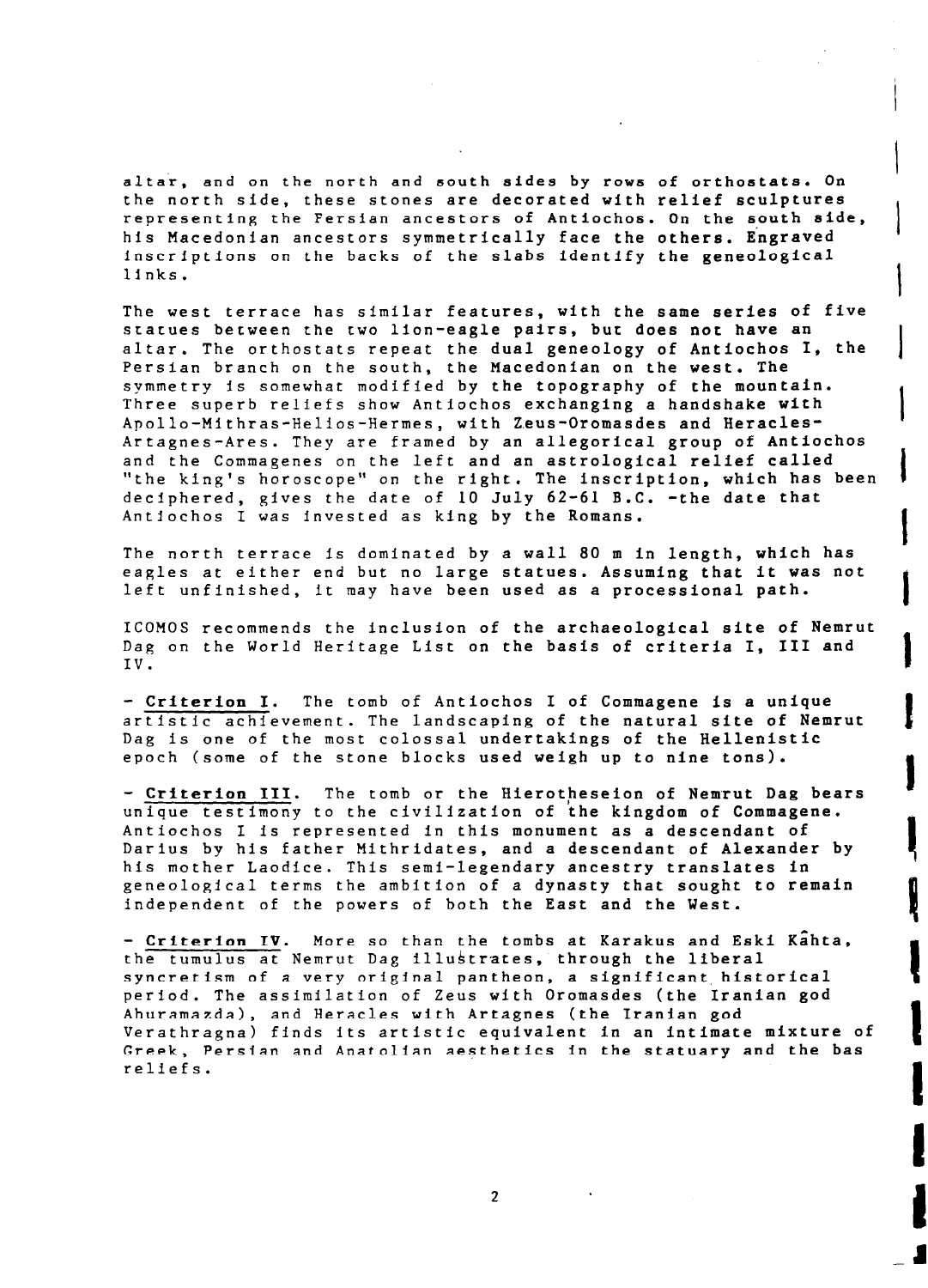altar, and on the north and south sides by rows of orthostats. On the north side, these stones are decorated with relief sculptures representing the Persian ancestors of Antiochos. On the south side, his Macedonian ancestors symmetrically face the others. Engraved inscriptions on the backs of the slabs identify the geneological links.

The west terrace has similar features, with the same series of five statues between the two lion-eagle pairs, but does not have an altar. The orthostats repeat the dual geneology of Antiochos I, the Persian branch on the south, the Macedonian on the west. The symmetry is somewhat modified by the topography of the mountain. Three superb reliefs show Antiochos exchanging a handshake with Apollo-Mithras-Helios-Hermes, with Zeus-Oromasdes and Heracles-Artagnes-Ares. They are framed by an allegorical group of Antiochos and the Commagenes on the left and an astrological relief called "the king's horoscope" on the right. The inscription, which has been deciphered, gives the date of 10 July 62-61 B.C. -the date that Antiochos I was invested as king by the Romans.

The north terrace is dominated by a wall 80 m in length, which has eagles at either end but no large statues. Assuming that it was not left unfinished, it may have been used as a processional path.

ICOMOS recommends the inclusion of the archaeological site of Nemrut Dag on the World Heritage List on the basis of criteria I, III and IV.

- Criterion I. The tomb of Antiochos I of Commagene is a unique artistic achievement. The landscaping of the natural site of Nemrut Dag is one of the most colossal undertakings of the Hellenistic epoch (some of the stone blocks used weigh up to nine tons).

- Criterion III. The tomb or the Hierotheseion of Nemrut Dag bears unique testimony to the civilization of the kingdom of Commagene. Antiochos I is represented in this monument as a descendant of Darius by his father Mithridates, and a descendant of Alexander by his mother Laodice. This semi-legendary ancestry translates in geneological terms the ambition of a dynasty that sought to remain independent of the powers of both the East and the West.

- Criterion IV. More so than the tombs at Karakus and Eski Kâhta, the tumulus at Nemrut Dag illustrates, through the liberal syncretism of a very original pantheon, a significant historical period. The assimilation of Zeus with Oromasdes (the Iranian god Ahuramazda), and Heracles with Artagnes (the Iranian god Verathragna) finds its artistic equivalent in an intimate mixture of Greek, Persian and Anatolian aesthetics in the statuary and the bas reliefs.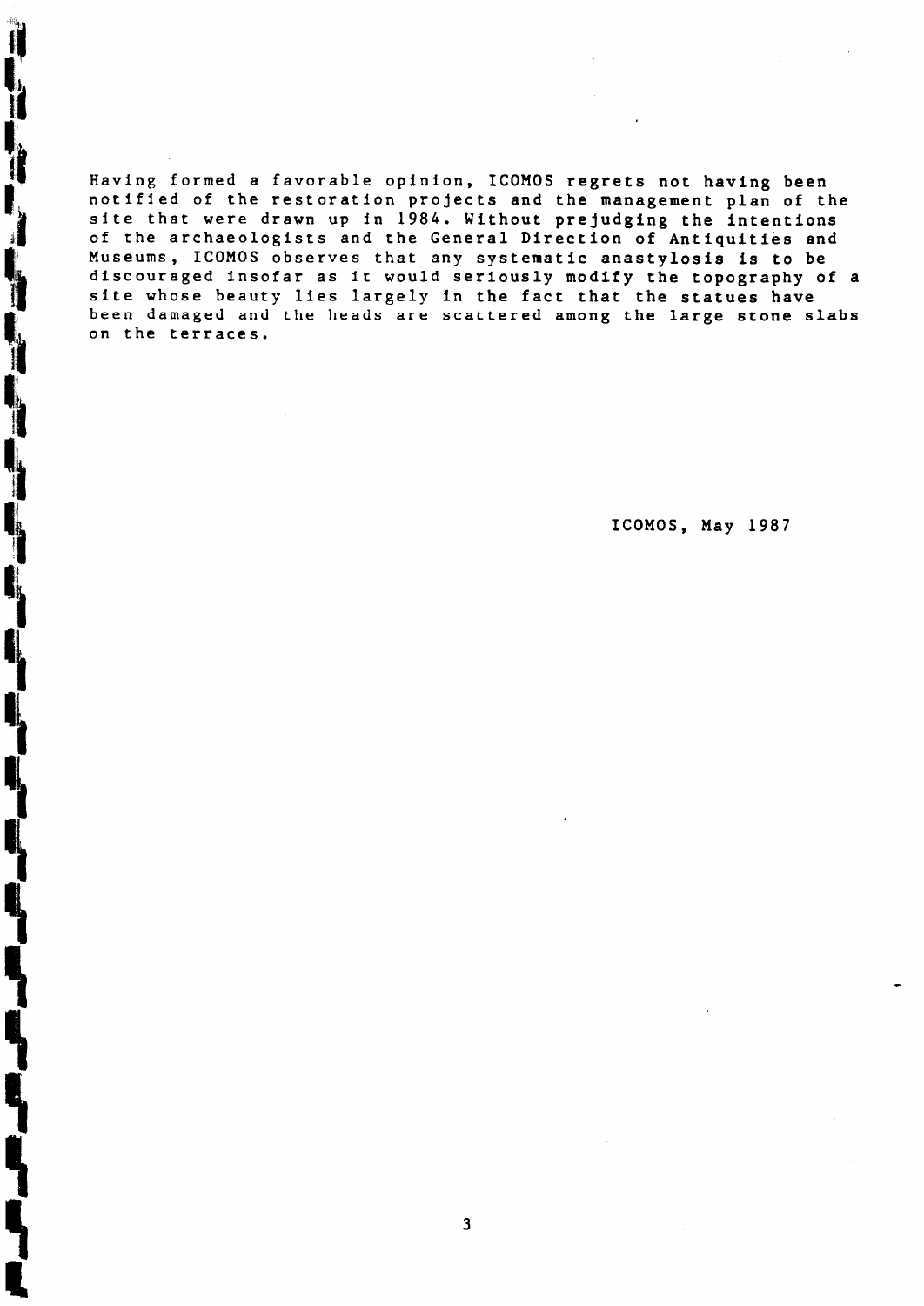Having formed a favorable opinion, ICOMOS regrets not having been notified of the restoration projects and the management plan of the site that were drawn up in 1984. Without prejudging the intentions of the archaeologists and the General Direction of Antiquities and Museums, ICOMOS observes that any systematic anastylosis is to be discouraged insofar as it would seriously modify the topography of a site whose beauty lies largely in the fact that the statues have been damaged and the heads are scattered among the large stone slabs on the terraces.

ICOMOS, May 1987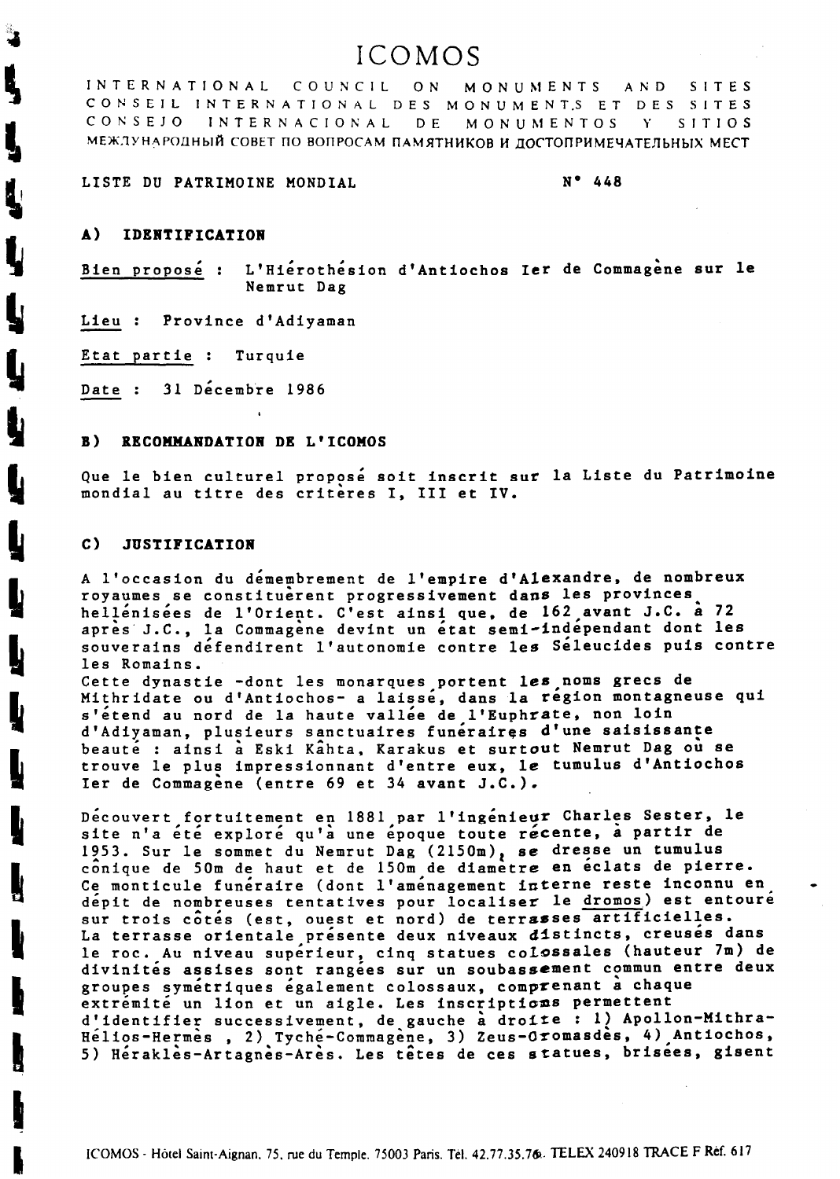# ICOMOS

INTERNATIONAL COUNCIL ON MONUMENTS AND SITES
CONSEIL INTERNATIONAL DES MONUMENTS ET DES SITES
CONSEJO INTERNACIONAL DE MONUMENTOS Y SITIOS
МЕЖДУНАРОДНЫЙ СОВЕТ ПО ВОПРОСАМ ПАМЯТНИКОВ И ДОСТОПРИМЕЧАТЕЛЬНЫХ МЕСТ

LISTE DU PATRIMOINE MONDIAL N° 448

## A) IDENTIFICATION

Bien proposé : L'Hiérothésion d'Antiochos Ier de Commagène sur le Nemrut Dag

Lieu : Province d'Adiyaman

Etat partie : Turquie

Date : 31 Décembre 1986

## B) RECOMMANDATION DE L'ICOMOS

Que le bien culturel proposé soit inscrit sur la Liste du Patrimoine mondial au titre des critères I, III et IV.

## C) JUSTIFICATION

A l'occasion du démembrement de l'empire d'Alexandre, de nombreux royaumes se constituèrent progressivement dans les provinces hellénisées de l'Orient. C'est ainsi que, de 162 avant J.C. à 72 après J.C., la Commagène devint un état semi-indépendant dont les souverains défendirent l'autonomie contre les Séleucides puis contre les Romains.
Cette dynastie -dont les monarques portent les noms grecs de Mithridate ou d'Antiochos- a laissé, dans la région montagneuse qui s'étend au nord de la haute vallée de l'Euphrate, non loin d'Adiyaman, plusieurs sanctuaires funéraires d'une saisissante beauté : ainsi à Eski Kâhta, Karakus et surtout Nemrut Dag où se trouve le plus impressionnant d'entre eux, le tumulus d'Antiochos Ier de Commagène (entre 69 et 34 avant J.C.).

Découvert fortuitement en 1881 par l'ingénieur Charles Sester, le site n'a été exploré qu'à une époque toute récente, à partir de 1953. Sur le sommet du Nemrut Dag (2150m), se dresse un tumulus conique de 50m de haut et de 150m de diamètre en éclats de pierre. Ce monticule funéraire (dont l'aménagement interne reste inconnu en dépit de nombreuses tentatives pour localiser le dromos) est entouré sur trois côtés (est, ouest et nord) de terrasses artificielles. La terrasse orientale présente deux niveaux distincts, creusés dans le roc. Au niveau supérieur, cinq statues colossales (hauteur 7m) de divinités assises sont rangées sur un soubassement commun entre deux groupes symétriques également colossaux, comprenant à chaque extrémité un lion et un aigle. Les inscriptions permettent d'identifier successivement, de gauche à droite : 1) Apollon-Mithra-Hélios-Hermès , 2) Tyché-Commagène, 3) Zeus-Oromasdès, 4) Antiochos, 5) Héraklès-Artagnès-Arès. Les têtes de ces statues, brisées, gisent

ICOMOS - Hôtel Saint-Aignan, 75, rue du Temple. 75003 Paris. Tél. 42.77.35.76. TELEX 240918 TRACE F Réf. 617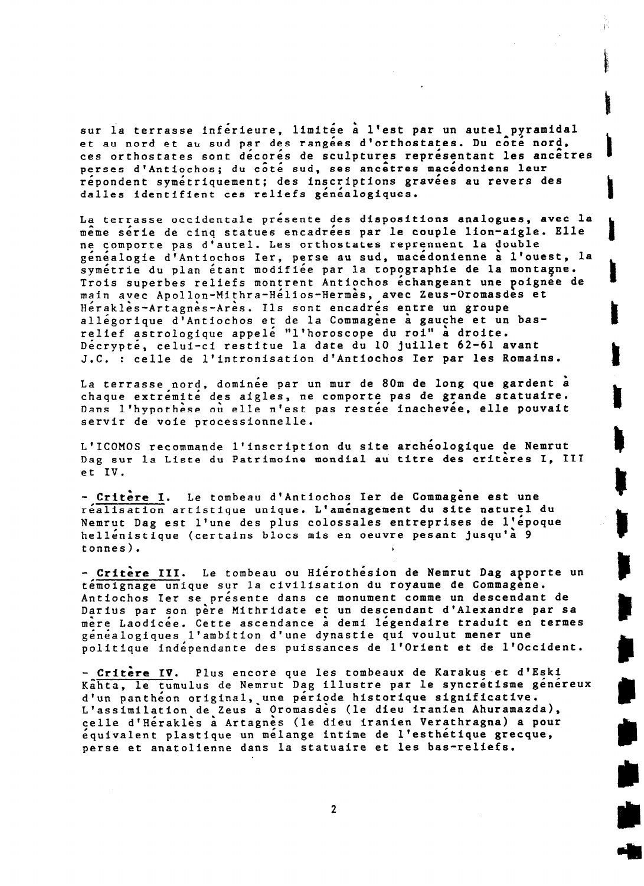sur la terrasse inférieure, limitée à l'est par un autel pyramidal et au nord et au sud par des rangées d'orthostates. Du côté nord, ces orthostates sont décorés de sculptures représentant les ancêtres perses d'Antiochos; du côté sud, ses ancêtres macédoniens leur répondent symétriquement; des inscriptions gravées au revers des dalles identifient ces reliefs généalogiques.

La terrasse occidentale présente des dispositions analogues, avec la même série de cinq statues encadrées par le couple lion-aigle. Elle ne comporte pas d'autel. Les orthostates reprennent la double généalogie d'Antiochos Ier, perse au sud, macédonienne à l'ouest, la symétrie du plan étant modifiée par la topographie de la montagne. Trois superbes reliefs montrent Antiochos échangeant une poignée de main avec Apollon-Mithra-Hélios-Hermès, avec Zeus-Oromasdès et Héraklès-Artagnès-Arès. Ils sont encadrés entre un groupe allégorique d'Antiochos et de la Commagène à gauche et un bas-relief astrologique appelé "l'horoscope du roi" à droite. Décrypté, celui-ci restitue la date du 10 juillet 62-61 avant J.C. : celle de l'intronisation d'Antiochos Ier par les Romains.

La terrasse nord, dominée par un mur de 80m de long que gardent à chaque extrémité des aigles, ne comporte pas de grande statuaire. Dans l'hypothèse où elle n'est pas restée inachevée, elle pouvait servir de voie processionnelle.

L'ICOMOS recommande l'inscription du site archéologique de Nemrut Dag sur la Liste du Patrimoine mondial au titre des critères I, III et IV.

- **Critère I**. Le tombeau d'Antiochos Ier de Commagène est une réalisation artistique unique. L'aménagement du site naturel du Nemrut Dag est l'une des plus colossales entreprises de l'époque hellénistique (certains blocs mis en oeuvre pesant jusqu'à 9 tonnes).

- **Critère III**. Le tombeau ou Hiérothésion de Nemrut Dag apporte un témoignage unique sur la civilisation du royaume de Commagène. Antiochos Ier se présente dans ce monument comme un descendant de Darius par son père Mithridate et un descendant d'Alexandre par sa mère Laodicée. Cette ascendance à demi légendaire traduit en termes généalogiques l'ambition d'une dynastie qui voulut mener une politique indépendante des puissances de l'Orient et de l'Occident.

- **Critère IV**. Plus encore que les tombeaux de Karakus et d'Eski Kâhta, le tumulus de Nemrut Dag illustre par le syncrétisme généreux d'un panthéon original, une période historique significative. L'assimilation de Zeus à Oromasdès (le dieu iranien Ahuramazda), celle d'Héraklès à Artagnès (le dieu iranien Verathragna) a pour équivalent plastique un mélange intime de l'esthétique grecque, perse et anatolienne dans la statuaire et les bas-reliefs.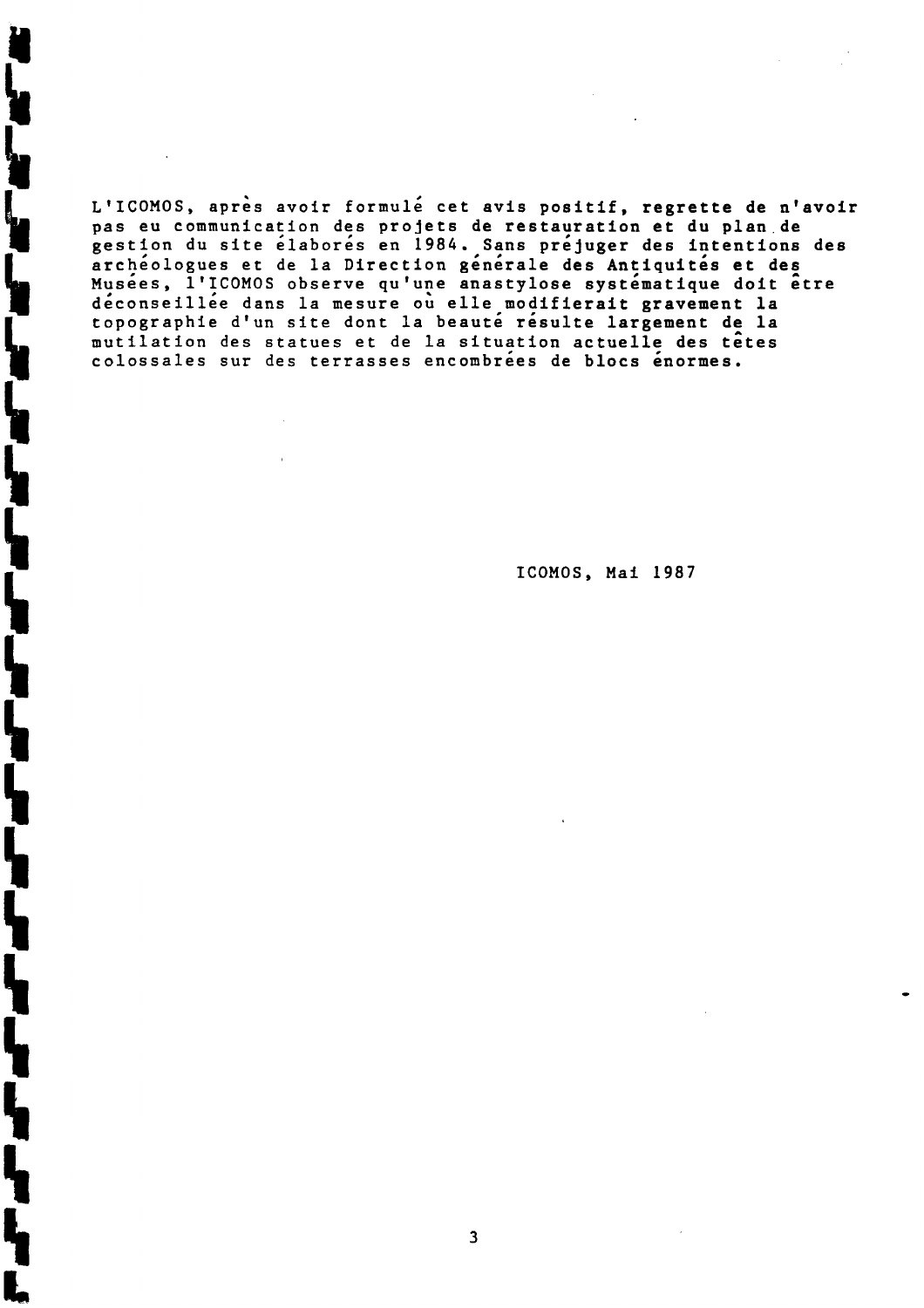L'ICOMOS, après avoir formulé cet avis positif, regrette de n'avoir pas eu communication des projets de restauration et du plan de gestion du site élaborés en 1984. Sans préjuger des intentions des archéologues et de la Direction générale des Antiquités et des Musées, l'ICOMOS observe qu'une anastylose systématique doit être déconseillée dans la mesure où elle modifierait gravement la topographie d'un site dont la beauté résulte largement de la mutilation des statues et de la situation actuelle des têtes colossales sur des terrasses encombrées de blocs énormes.

ICOMOS, Mai 1987